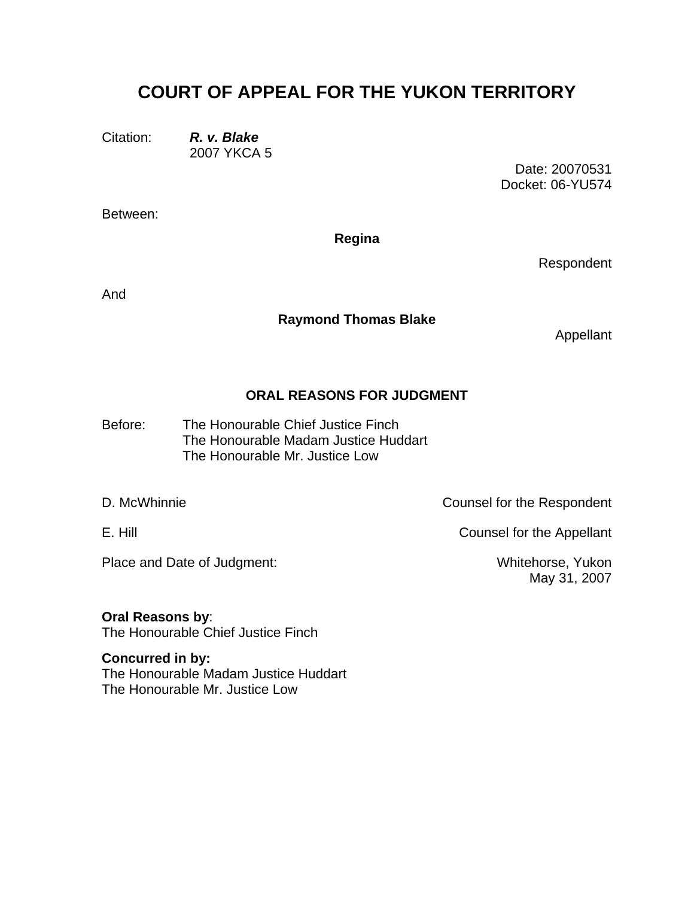# COURT OF APPEAL FOR THE YUKON TERRITORY

Citation: ***R. v. Blake***
2007 YKCA 5

Date: 20070531
Docket: 06-YU574

Between:

**Regina**

Respondent

And

**Raymond Thomas Blake**

Appellant

## ORAL REASONS FOR JUDGMENT

Before: The Honourable Chief Justice Finch
The Honourable Madam Justice Huddart
The Honourable Mr. Justice Low

| | |
|---|---|
| D. McWhinnie | Counsel for the Respondent |
| E. Hill | Counsel for the Appellant |
| Place and Date of Judgment: | Whitehorse, Yukon<br>May 31, 2007 |

**Oral Reasons by**:
The Honourable Chief Justice Finch

**Concurred in by:**
The Honourable Madam Justice Huddart
The Honourable Mr. Justice Low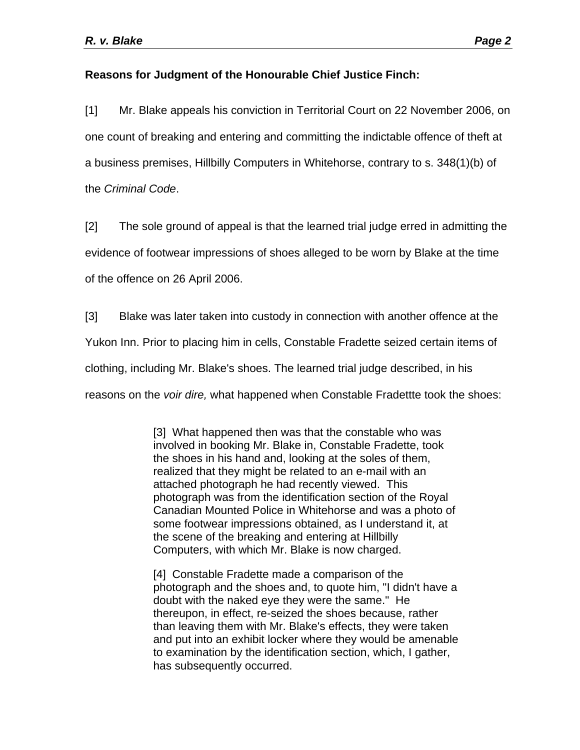**Reasons for Judgment of the Honourable Chief Justice Finch:**

[1] Mr. Blake appeals his conviction in Territorial Court on 22 November 2006, on one count of breaking and entering and committing the indictable offence of theft at a business premises, Hillbilly Computers in Whitehorse, contrary to s. 348(1)(b) of the *Criminal Code*.

[2] The sole ground of appeal is that the learned trial judge erred in admitting the evidence of footwear impressions of shoes alleged to be worn by Blake at the time of the offence on 26 April 2006.

[3] Blake was later taken into custody in connection with another offence at the Yukon Inn. Prior to placing him in cells, Constable Fradette seized certain items of clothing, including Mr. Blake's shoes. The learned trial judge described, in his reasons on the *voir dire,* what happened when Constable Fradettte took the shoes:

> [3] What happened then was that the constable who was involved in booking Mr. Blake in, Constable Fradette, took the shoes in his hand and, looking at the soles of them, realized that they might be related to an e-mail with an attached photograph he had recently viewed. This photograph was from the identification section of the Royal Canadian Mounted Police in Whitehorse and was a photo of some footwear impressions obtained, as I understand it, at the scene of the breaking and entering at Hillbilly Computers, with which Mr. Blake is now charged.
>
> [4] Constable Fradette made a comparison of the photograph and the shoes and, to quote him, "I didn't have a doubt with the naked eye they were the same." He thereupon, in effect, re-seized the shoes because, rather than leaving them with Mr. Blake's effects, they were taken and put into an exhibit locker where they would be amenable to examination by the identification section, which, I gather, has subsequently occurred.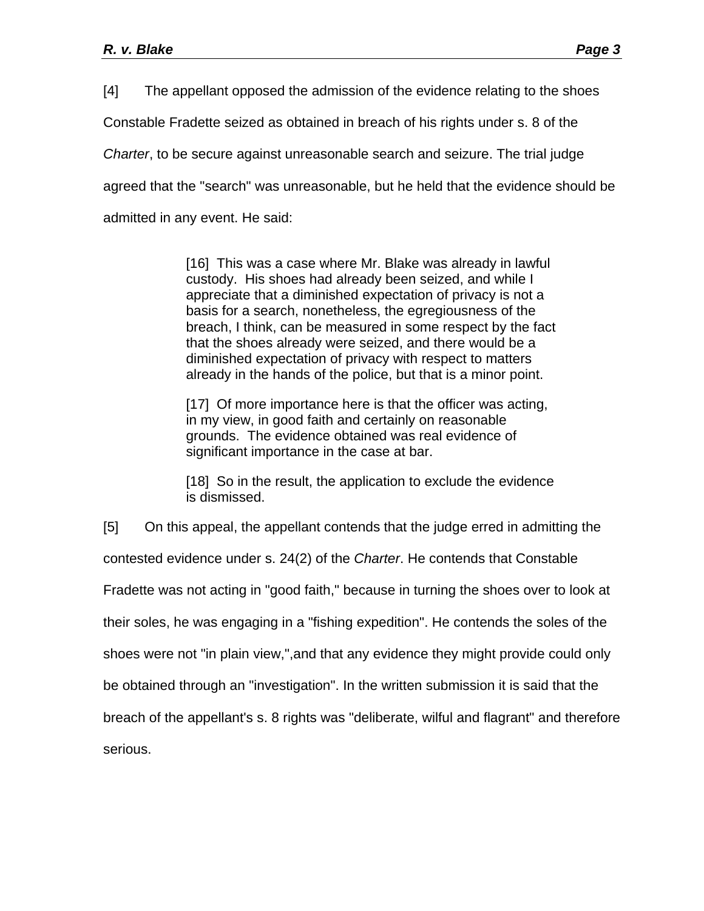[4] The appellant opposed the admission of the evidence relating to the shoes Constable Fradette seized as obtained in breach of his rights under s. 8 of the *Charter*, to be secure against unreasonable search and seizure. The trial judge agreed that the "search" was unreasonable, but he held that the evidence should be admitted in any event. He said:

> [16] This was a case where Mr. Blake was already in lawful custody. His shoes had already been seized, and while I appreciate that a diminished expectation of privacy is not a basis for a search, nonetheless, the egregiousness of the breach, I think, can be measured in some respect by the fact that the shoes already were seized, and there would be a diminished expectation of privacy with respect to matters already in the hands of the police, but that is a minor point.
>
> [17] Of more importance here is that the officer was acting, in my view, in good faith and certainly on reasonable grounds. The evidence obtained was real evidence of significant importance in the case at bar.
>
> [18] So in the result, the application to exclude the evidence is dismissed.

[5] On this appeal, the appellant contends that the judge erred in admitting the contested evidence under s. 24(2) of the *Charter*. He contends that Constable Fradette was not acting in "good faith," because in turning the shoes over to look at their soles, he was engaging in a "fishing expedition". He contends the soles of the shoes were not "in plain view,",and that any evidence they might provide could only be obtained through an "investigation". In the written submission it is said that the breach of the appellant's s. 8 rights was "deliberate, wilful and flagrant" and therefore serious.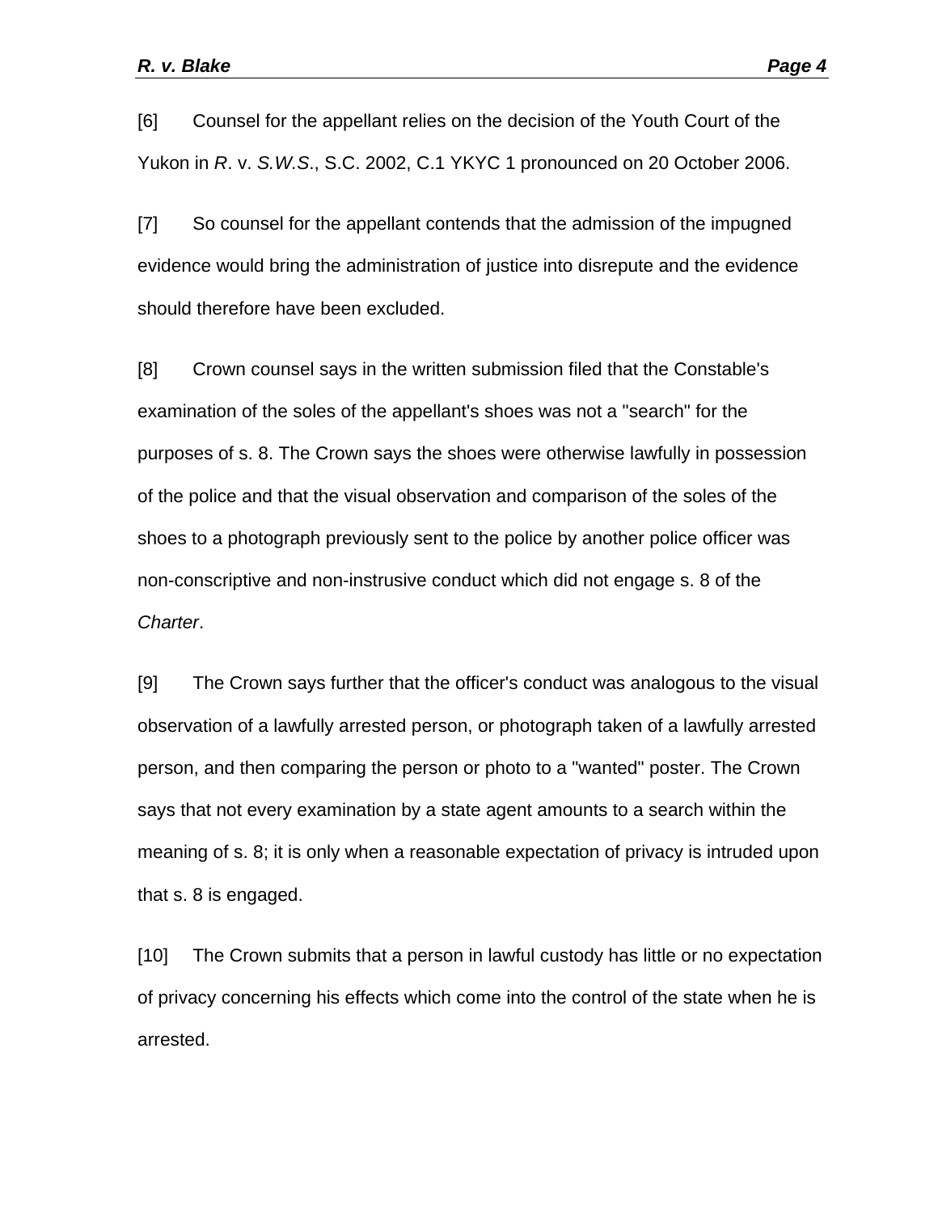[6] Counsel for the appellant relies on the decision of the Youth Court of the Yukon in *R*. v. *S.W.S*., S.C. 2002, C.1 YKYC 1 pronounced on 20 October 2006.

[7] So counsel for the appellant contends that the admission of the impugned evidence would bring the administration of justice into disrepute and the evidence should therefore have been excluded.

[8] Crown counsel says in the written submission filed that the Constable's examination of the soles of the appellant's shoes was not a "search" for the purposes of s. 8. The Crown says the shoes were otherwise lawfully in possession of the police and that the visual observation and comparison of the soles of the shoes to a photograph previously sent to the police by another police officer was non-conscriptive and non-instrusive conduct which did not engage s. 8 of the *Charter*.

[9] The Crown says further that the officer's conduct was analogous to the visual observation of a lawfully arrested person, or photograph taken of a lawfully arrested person, and then comparing the person or photo to a "wanted" poster. The Crown says that not every examination by a state agent amounts to a search within the meaning of s. 8; it is only when a reasonable expectation of privacy is intruded upon that s. 8 is engaged.

[10] The Crown submits that a person in lawful custody has little or no expectation of privacy concerning his effects which come into the control of the state when he is arrested.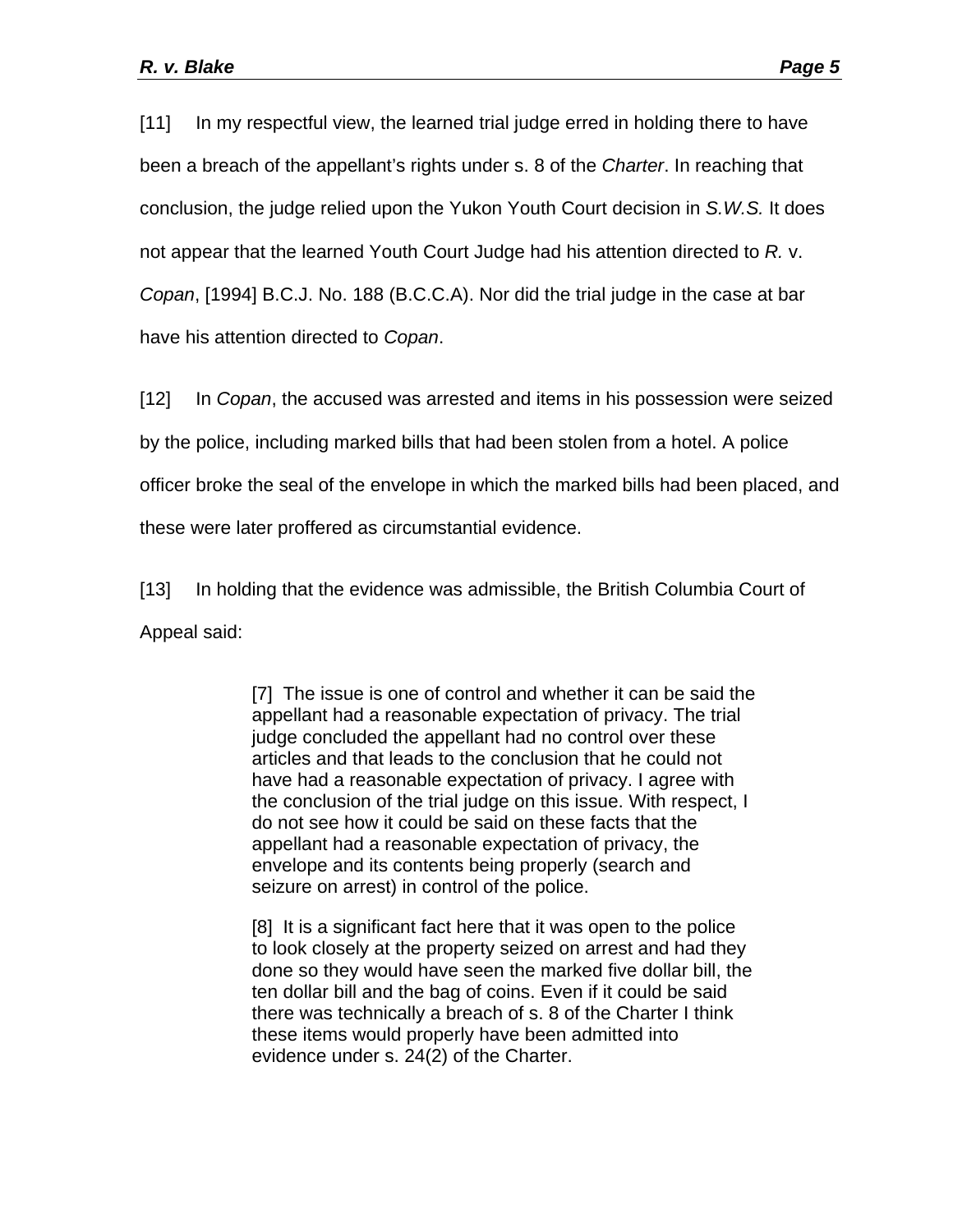[11] In my respectful view, the learned trial judge erred in holding there to have been a breach of the appellant's rights under s. 8 of the *Charter*. In reaching that conclusion, the judge relied upon the Yukon Youth Court decision in *S.W.S.* It does not appear that the learned Youth Court Judge had his attention directed to *R.* v. *Copan*, [1994] B.C.J. No. 188 (B.C.C.A). Nor did the trial judge in the case at bar have his attention directed to *Copan*.

[12] In *Copan*, the accused was arrested and items in his possession were seized by the police, including marked bills that had been stolen from a hotel. A police officer broke the seal of the envelope in which the marked bills had been placed, and these were later proffered as circumstantial evidence.

[13] In holding that the evidence was admissible, the British Columbia Court of Appeal said:

> [7] The issue is one of control and whether it can be said the appellant had a reasonable expectation of privacy. The trial judge concluded the appellant had no control over these articles and that leads to the conclusion that he could not have had a reasonable expectation of privacy. I agree with the conclusion of the trial judge on this issue. With respect, I do not see how it could be said on these facts that the appellant had a reasonable expectation of privacy, the envelope and its contents being properly (search and seizure on arrest) in control of the police.
>
> [8] It is a significant fact here that it was open to the police to look closely at the property seized on arrest and had they done so they would have seen the marked five dollar bill, the ten dollar bill and the bag of coins. Even if it could be said there was technically a breach of s. 8 of the Charter I think these items would properly have been admitted into evidence under s. 24(2) of the Charter.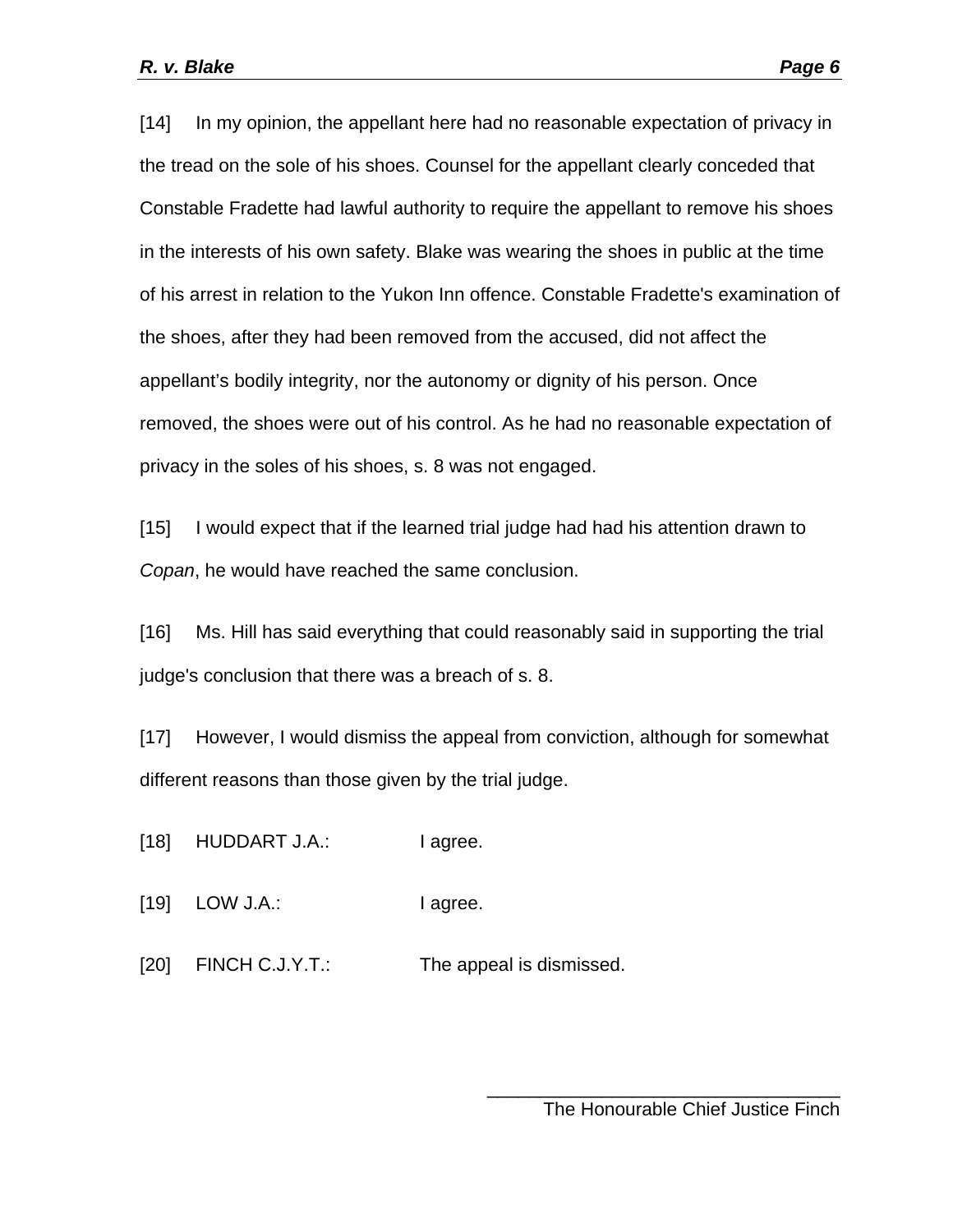[14] In my opinion, the appellant here had no reasonable expectation of privacy in the tread on the sole of his shoes. Counsel for the appellant clearly conceded that Constable Fradette had lawful authority to require the appellant to remove his shoes in the interests of his own safety. Blake was wearing the shoes in public at the time of his arrest in relation to the Yukon Inn offence. Constable Fradette's examination of the shoes, after they had been removed from the accused, did not affect the appellant's bodily integrity, nor the autonomy or dignity of his person. Once removed, the shoes were out of his control. As he had no reasonable expectation of privacy in the soles of his shoes, s. 8 was not engaged.

[15] I would expect that if the learned trial judge had had his attention drawn to *Copan*, he would have reached the same conclusion.

[16] Ms. Hill has said everything that could reasonably said in supporting the trial judge's conclusion that there was a breach of s. 8.

[17] However, I would dismiss the appeal from conviction, although for somewhat different reasons than those given by the trial judge.

[18] HUDDART J.A.: I agree.

[19] LOW J.A.: I agree.

[20] FINCH C.J.Y.T.: The appeal is dismissed.

\_\_\_\_\_\_\_\_\_\_\_\_\_\_\_\_\_\_\_\_\_\_\_\_\_\_\_\_\_\_\_\_\_\_

The Honourable Chief Justice Finch